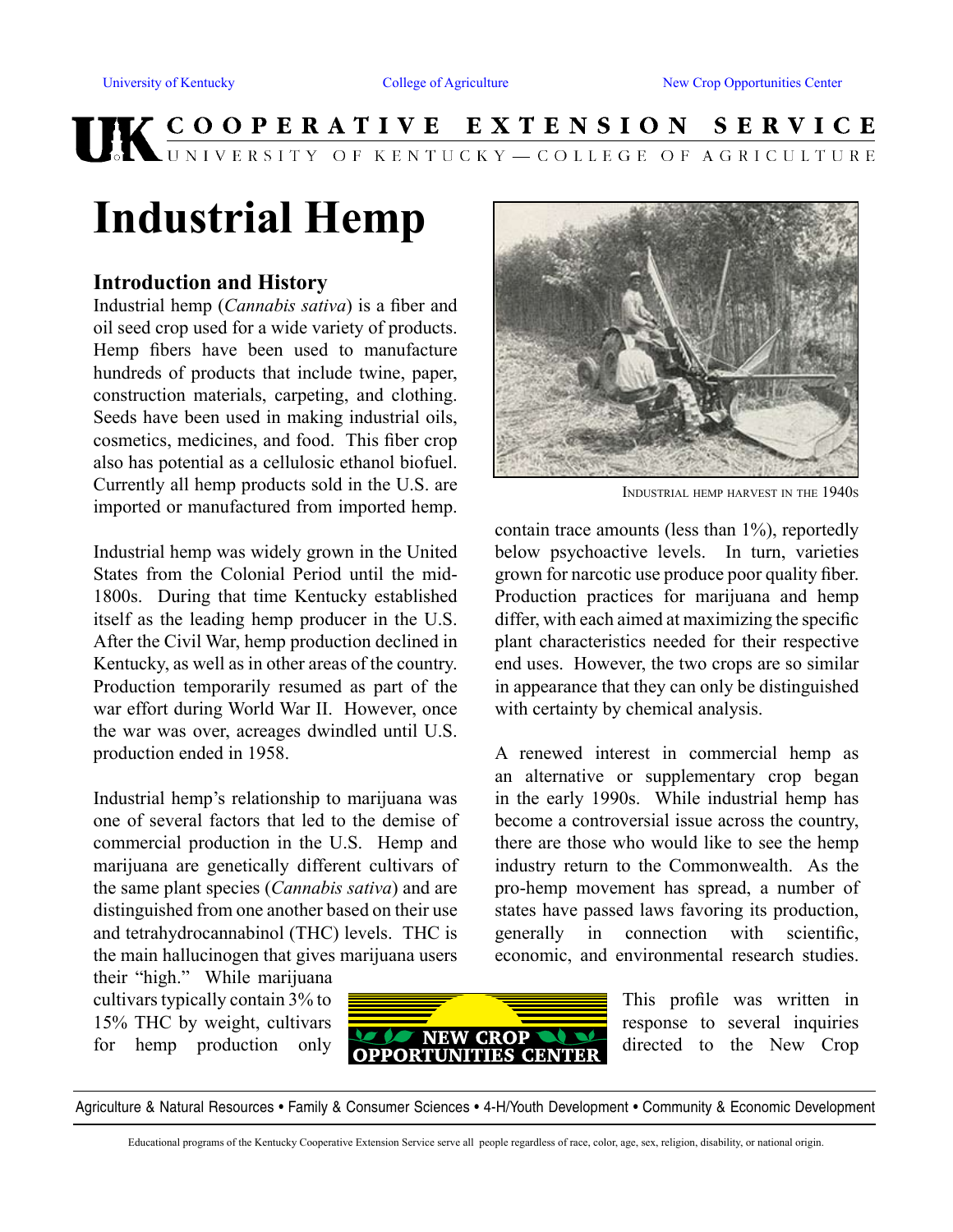University of Kentucky College of Agriculture New Crop Opportunities Center

COOPERATIVE EXTENSION SERVICE
UNIVERSITY OF KENTUCKY—COLLEGE OF AGRICULTURE

# Industrial Hemp

## Introduction and History

Industrial hemp (*Cannabis sativa*) is a fiber and oil seed crop used for a wide variety of products. Hemp fibers have been used to manufacture hundreds of products that include twine, paper, construction materials, carpeting, and clothing. Seeds have been used in making industrial oils, cosmetics, medicines, and food. This fiber crop also has potential as a cellulosic ethanol biofuel. Currently all hemp products sold in the U.S. are imported or manufactured from imported hemp.

Industrial hemp was widely grown in the United States from the Colonial Period until the mid-1800s. During that time Kentucky established itself as the leading hemp producer in the U.S. After the Civil War, hemp production declined in Kentucky, as well as in other areas of the country. Production temporarily resumed as part of the war effort during World War II. However, once the war was over, acreages dwindled until U.S. production ended in 1958.

Industrial hemp's relationship to marijuana was one of several factors that led to the demise of commercial production in the U.S. Hemp and marijuana are genetically different cultivars of the same plant species (*Cannabis sativa*) and are distinguished from one another based on their use and tetrahydrocannabinol (THC) levels. THC is the main hallucinogen that gives marijuana users their "high." While marijuana cultivars typically contain 3% to 15% THC by weight, cultivars for hemp production only contain trace amounts (less than 1%), reportedly below psychoactive levels. In turn, varieties grown for narcotic use produce poor quality fiber. Production practices for marijuana and hemp differ, with each aimed at maximizing the specific plant characteristics needed for their respective end uses. However, the two crops are so similar in appearance that they can only be distinguished with certainty by chemical analysis.

INDUSTRIAL HEMP HARVEST IN THE 1940S

A renewed interest in commercial hemp as an alternative or supplementary crop began in the early 1990s. While industrial hemp has become a controversial issue across the country, there are those who would like to see the hemp industry return to the Commonwealth. As the pro-hemp movement has spread, a number of states have passed laws favoring its production, generally in connection with scientific, economic, and environmental research studies.

This profile was written in response to several inquiries directed to the New Crop

NEW CROP OPPORTUNITIES CENTER

Agriculture & Natural Resources • Family & Consumer Sciences • 4-H/Youth Development • Community & Economic Development

Educational programs of the Kentucky Cooperative Extension Service serve all people regardless of race, color, age, sex, religion, disability, or national origin.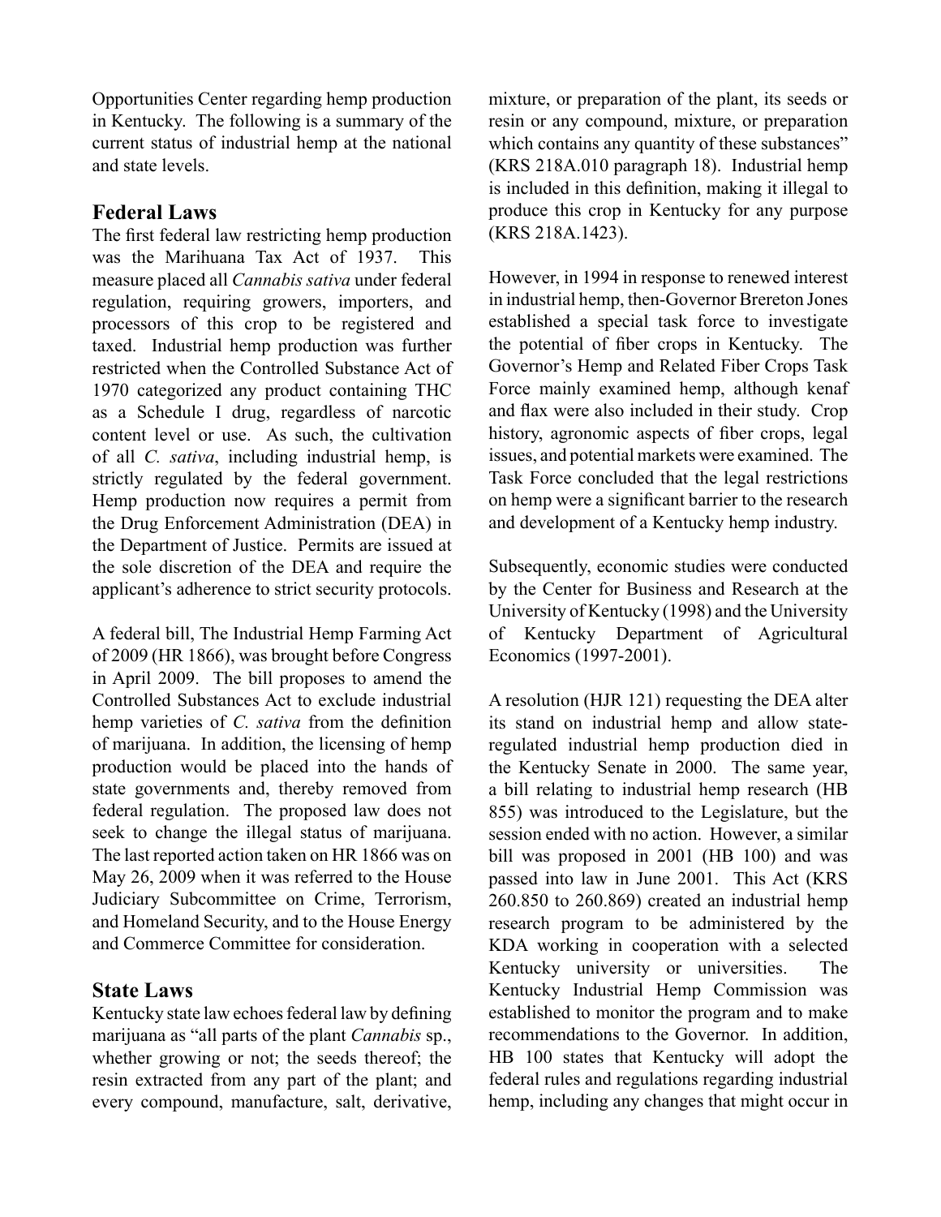Opportunities Center regarding hemp production in Kentucky. The following is a summary of the current status of industrial hemp at the national and state levels.

## Federal Laws

The first federal law restricting hemp production was the Marihuana Tax Act of 1937. This measure placed all *Cannabis sativa* under federal regulation, requiring growers, importers, and processors of this crop to be registered and taxed. Industrial hemp production was further restricted when the Controlled Substance Act of 1970 categorized any product containing THC as a Schedule I drug, regardless of narcotic content level or use. As such, the cultivation of all *C. sativa*, including industrial hemp, is strictly regulated by the federal government. Hemp production now requires a permit from the Drug Enforcement Administration (DEA) in the Department of Justice. Permits are issued at the sole discretion of the DEA and require the applicant's adherence to strict security protocols.

A federal bill, The Industrial Hemp Farming Act of 2009 (HR 1866), was brought before Congress in April 2009. The bill proposes to amend the Controlled Substances Act to exclude industrial hemp varieties of *C. sativa* from the definition of marijuana. In addition, the licensing of hemp production would be placed into the hands of state governments and, thereby removed from federal regulation. The proposed law does not seek to change the illegal status of marijuana. The last reported action taken on HR 1866 was on May 26, 2009 when it was referred to the House Judiciary Subcommittee on Crime, Terrorism, and Homeland Security, and to the House Energy and Commerce Committee for consideration.

## State Laws

Kentucky state law echoes federal law by defining marijuana as "all parts of the plant *Cannabis* sp., whether growing or not; the seeds thereof; the resin extracted from any part of the plant; and every compound, manufacture, salt, derivative, mixture, or preparation of the plant, its seeds or resin or any compound, mixture, or preparation which contains any quantity of these substances" (KRS 218A.010 paragraph 18). Industrial hemp is included in this definition, making it illegal to produce this crop in Kentucky for any purpose (KRS 218A.1423).

However, in 1994 in response to renewed interest in industrial hemp, then-Governor Brereton Jones established a special task force to investigate the potential of fiber crops in Kentucky. The Governor's Hemp and Related Fiber Crops Task Force mainly examined hemp, although kenaf and flax were also included in their study. Crop history, agronomic aspects of fiber crops, legal issues, and potential markets were examined. The Task Force concluded that the legal restrictions on hemp were a significant barrier to the research and development of a Kentucky hemp industry.

Subsequently, economic studies were conducted by the Center for Business and Research at the University of Kentucky (1998) and the University of Kentucky Department of Agricultural Economics (1997-2001).

A resolution (HJR 121) requesting the DEA alter its stand on industrial hemp and allow state-regulated industrial hemp production died in the Kentucky Senate in 2000. The same year, a bill relating to industrial hemp research (HB 855) was introduced to the Legislature, but the session ended with no action. However, a similar bill was proposed in 2001 (HB 100) and was passed into law in June 2001. This Act (KRS 260.850 to 260.869) created an industrial hemp research program to be administered by the KDA working in cooperation with a selected Kentucky university or universities. The Kentucky Industrial Hemp Commission was established to monitor the program and to make recommendations to the Governor. In addition, HB 100 states that Kentucky will adopt the federal rules and regulations regarding industrial hemp, including any changes that might occur in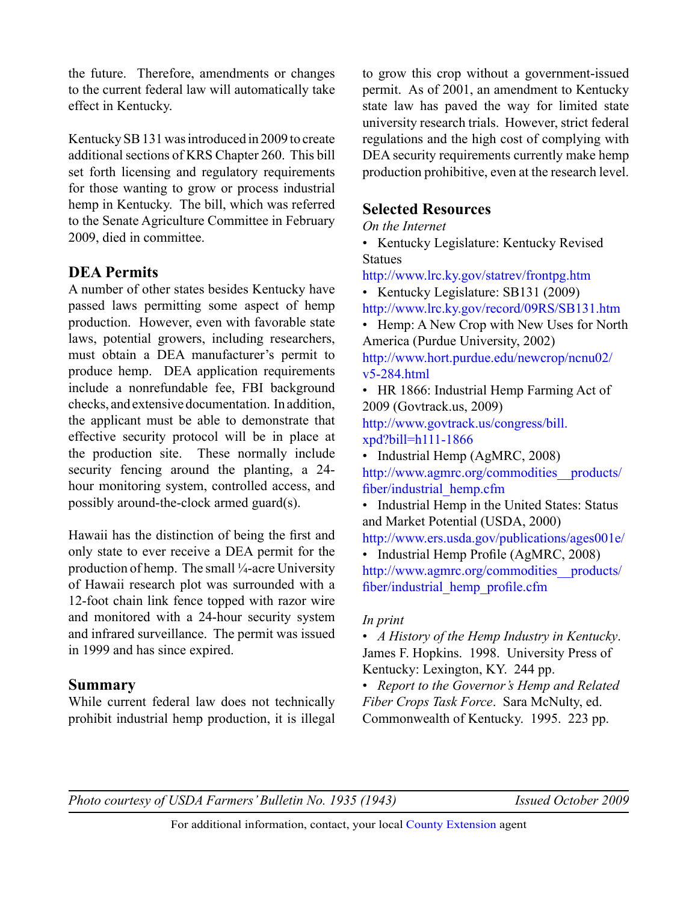the future. Therefore, amendments or changes to the current federal law will automatically take effect in Kentucky.

Kentucky SB 131 was introduced in 2009 to create additional sections of KRS Chapter 260. This bill set forth licensing and regulatory requirements for those wanting to grow or process industrial hemp in Kentucky. The bill, which was referred to the Senate Agriculture Committee in February 2009, died in committee.

## DEA Permits

A number of other states besides Kentucky have passed laws permitting some aspect of hemp production. However, even with favorable state laws, potential growers, including researchers, must obtain a DEA manufacturer's permit to produce hemp. DEA application requirements include a nonrefundable fee, FBI background checks, and extensive documentation. In addition, the applicant must be able to demonstrate that effective security protocol will be in place at the production site. These normally include security fencing around the planting, a 24-hour monitoring system, controlled access, and possibly around-the-clock armed guard(s).

Hawaii has the distinction of being the first and only state to ever receive a DEA permit for the production of hemp. The small ¼-acre University of Hawaii research plot was surrounded with a 12-foot chain link fence topped with razor wire and monitored with a 24-hour security system and infrared surveillance. The permit was issued in 1999 and has since expired.

## Summary

While current federal law does not technically prohibit industrial hemp production, it is illegal to grow this crop without a government-issued permit. As of 2001, an amendment to Kentucky state law has paved the way for limited state university research trials. However, strict federal regulations and the high cost of complying with DEA security requirements currently make hemp production prohibitive, even at the research level.

## Selected Resources

*On the Internet*

- Kentucky Legislature: Kentucky Revised Statues
http://www.lrc.ky.gov/statrev/frontpg.htm
- Kentucky Legislature: SB131 (2009)
http://www.lrc.ky.gov/record/09RS/SB131.htm
- Hemp: A New Crop with New Uses for North America (Purdue University, 2002)
http://www.hort.purdue.edu/newcrop/ncnu02/v5-284.html
- HR 1866: Industrial Hemp Farming Act of 2009 (Govtrack.us, 2009)
http://www.govtrack.us/congress/bill.xpd?bill=h111-1866
- Industrial Hemp (AgMRC, 2008)
http://www.agmrc.org/commodities__products/fiber/industrial_hemp.cfm
- Industrial Hemp in the United States: Status and Market Potential (USDA, 2000)
http://www.ers.usda.gov/publications/ages001e/
- Industrial Hemp Profile (AgMRC, 2008)
http://www.agmrc.org/commodities__products/fiber/industrial_hemp_profile.cfm

*In print*

- *A History of the Hemp Industry in Kentucky*. James F. Hopkins. 1998. University Press of Kentucky: Lexington, KY. 244 pp.
- *Report to the Governor's Hemp and Related Fiber Crops Task Force*. Sara McNulty, ed. Commonwealth of Kentucky. 1995. 223 pp.

*Photo courtesy of USDA Farmers' Bulletin No. 1935 (1943)* *Issued October 2009*

For additional information, contact, your local County Extension agent